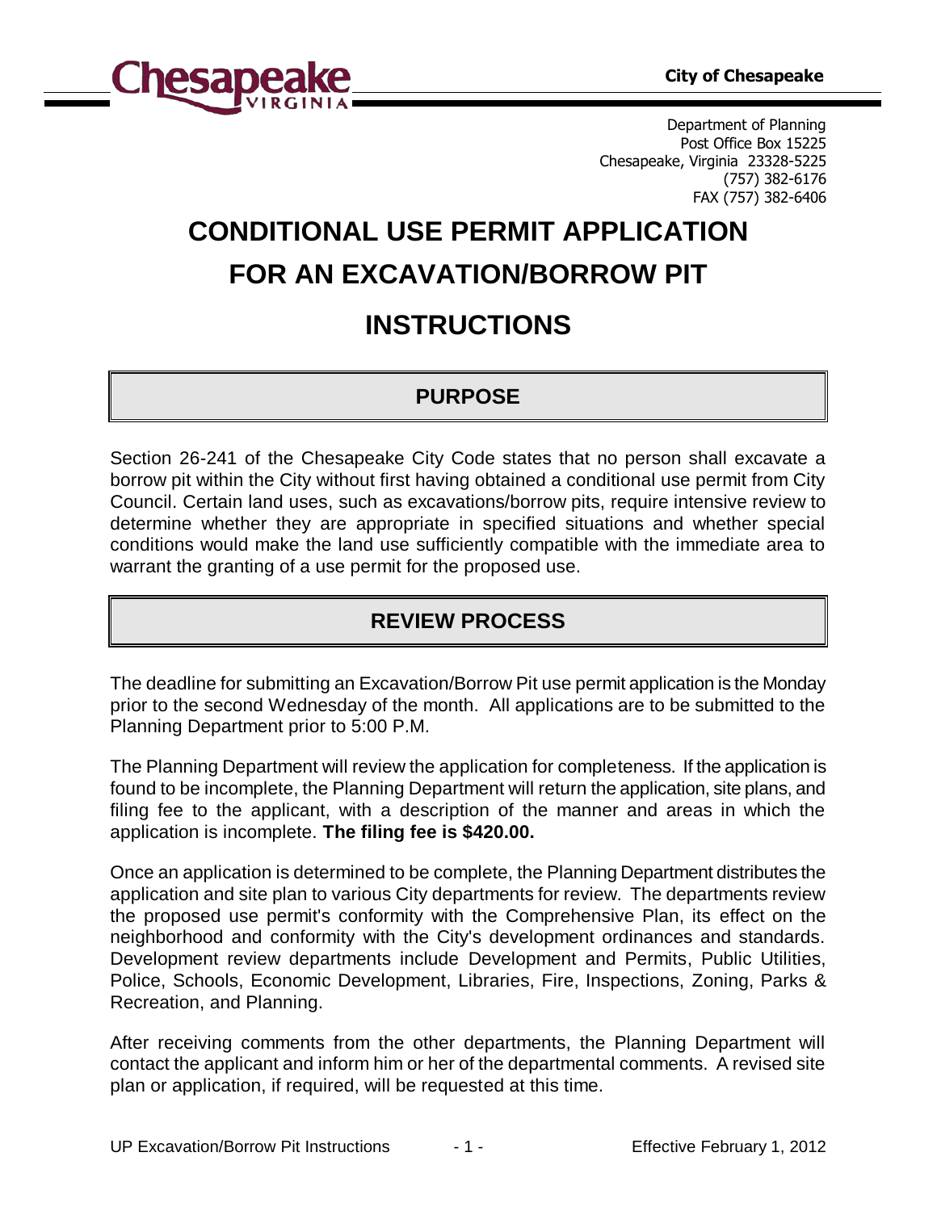City of Chesapeake

Department of Planning
Post Office Box 15225
Chesapeake, Virginia 23328-5225
(757) 382-6176
FAX (757) 382-6406

# CONDITIONAL USE PERMIT APPLICATION FOR AN EXCAVATION/BORROW PIT

# INSTRUCTIONS

## PURPOSE

Section 26-241 of the Chesapeake City Code states that no person shall excavate a borrow pit within the City without first having obtained a conditional use permit from City Council. Certain land uses, such as excavations/borrow pits, require intensive review to determine whether they are appropriate in specified situations and whether special conditions would make the land use sufficiently compatible with the immediate area to warrant the granting of a use permit for the proposed use.

## REVIEW PROCESS

The deadline for submitting an Excavation/Borrow Pit use permit application is the Monday prior to the second Wednesday of the month. All applications are to be submitted to the Planning Department prior to 5:00 P.M.

The Planning Department will review the application for completeness. If the application is found to be incomplete, the Planning Department will return the application, site plans, and filing fee to the applicant, with a description of the manner and areas in which the application is incomplete. **The filing fee is $420.00.**

Once an application is determined to be complete, the Planning Department distributes the application and site plan to various City departments for review. The departments review the proposed use permit's conformity with the Comprehensive Plan, its effect on the neighborhood and conformity with the City's development ordinances and standards. Development review departments include Development and Permits, Public Utilities, Police, Schools, Economic Development, Libraries, Fire, Inspections, Zoning, Parks & Recreation, and Planning.

After receiving comments from the other departments, the Planning Department will contact the applicant and inform him or her of the departmental comments. A revised site plan or application, if required, will be requested at this time.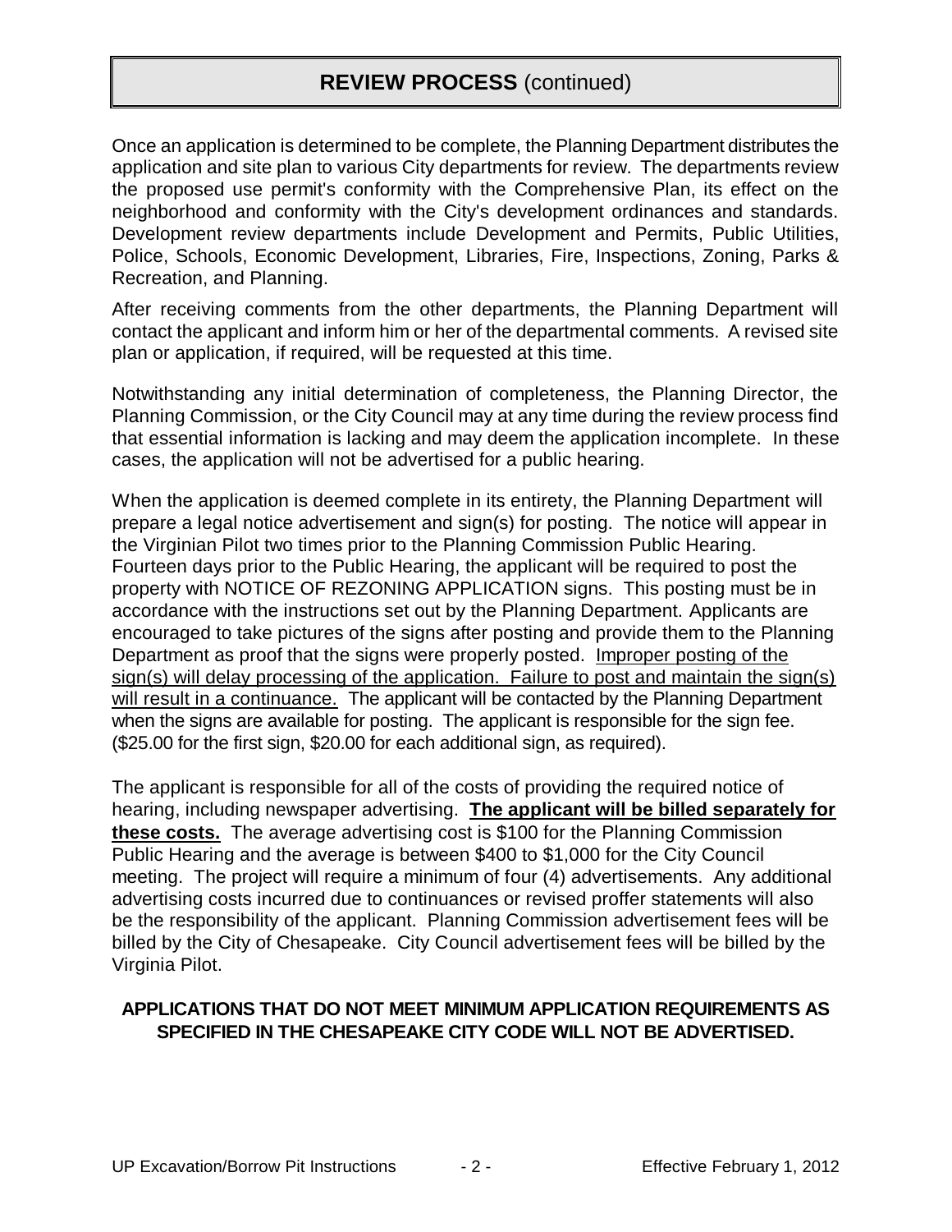## REVIEW PROCESS (continued)

Once an application is determined to be complete, the Planning Department distributes the application and site plan to various City departments for review. The departments review the proposed use permit's conformity with the Comprehensive Plan, its effect on the neighborhood and conformity with the City's development ordinances and standards. Development review departments include Development and Permits, Public Utilities, Police, Schools, Economic Development, Libraries, Fire, Inspections, Zoning, Parks & Recreation, and Planning.

After receiving comments from the other departments, the Planning Department will contact the applicant and inform him or her of the departmental comments. A revised site plan or application, if required, will be requested at this time.

Notwithstanding any initial determination of completeness, the Planning Director, the Planning Commission, or the City Council may at any time during the review process find that essential information is lacking and may deem the application incomplete. In these cases, the application will not be advertised for a public hearing.

When the application is deemed complete in its entirety, the Planning Department will prepare a legal notice advertisement and sign(s) for posting. The notice will appear in the Virginian Pilot two times prior to the Planning Commission Public Hearing. Fourteen days prior to the Public Hearing, the applicant will be required to post the property with NOTICE OF REZONING APPLICATION signs. This posting must be in accordance with the instructions set out by the Planning Department. Applicants are encouraged to take pictures of the signs after posting and provide them to the Planning Department as proof that the signs were properly posted. <u>Improper posting of the sign(s) will delay processing of the application. Failure to post and maintain the sign(s) will result in a continuance.</u> The applicant will be contacted by the Planning Department when the signs are available for posting. The applicant is responsible for the sign fee. ($25.00 for the first sign, $20.00 for each additional sign, as required).

The applicant is responsible for all of the costs of providing the required notice of hearing, including newspaper advertising. **<u>The applicant will be billed separately for these costs.</u>** The average advertising cost is $100 for the Planning Commission Public Hearing and the average is between $400 to $1,000 for the City Council meeting. The project will require a minimum of four (4) advertisements. Any additional advertising costs incurred due to continuances or revised proffer statements will also be the responsibility of the applicant. Planning Commission advertisement fees will be billed by the City of Chesapeake. City Council advertisement fees will be billed by the Virginia Pilot.

**APPLICATIONS THAT DO NOT MEET MINIMUM APPLICATION REQUIREMENTS AS SPECIFIED IN THE CHESAPEAKE CITY CODE WILL NOT BE ADVERTISED.**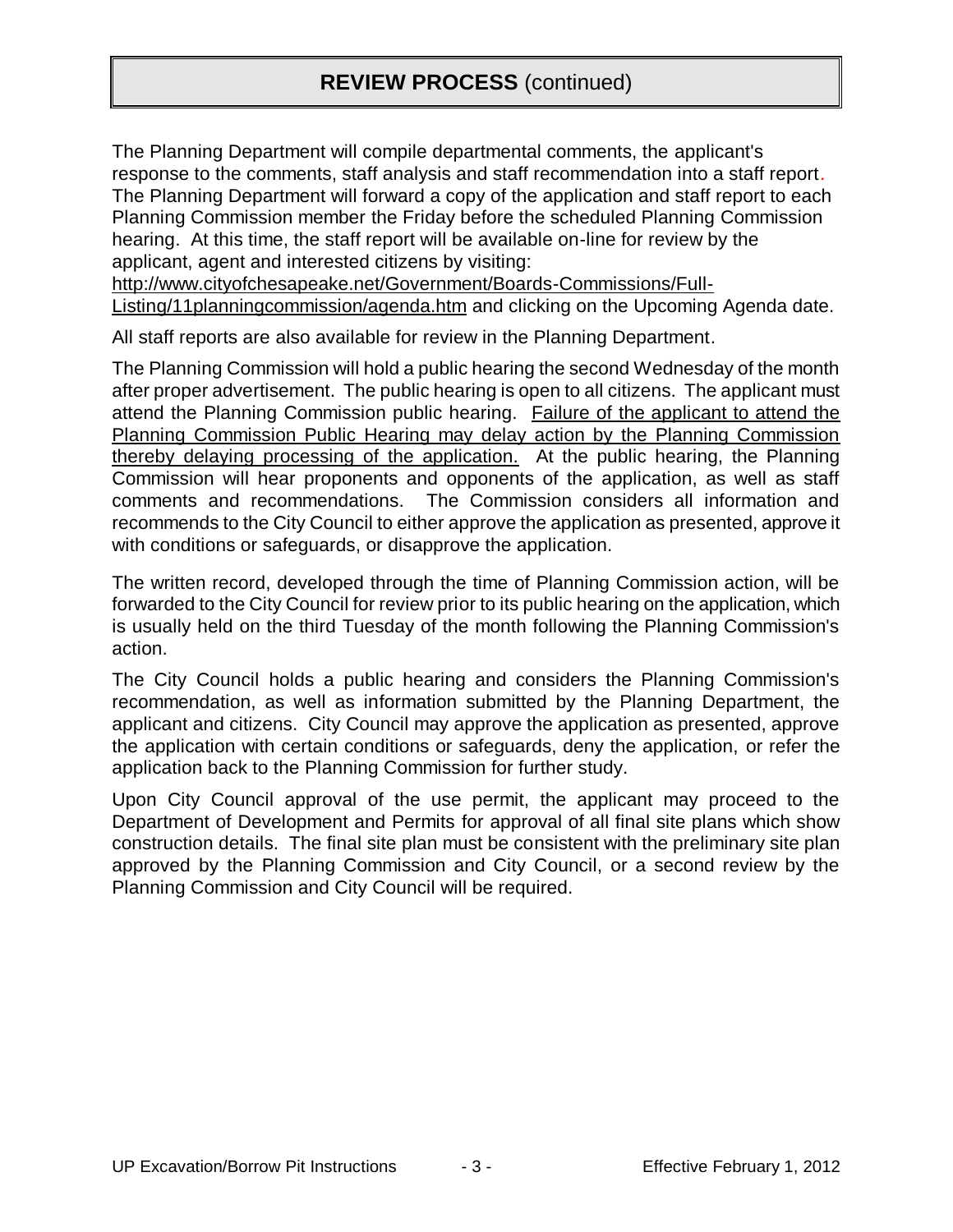## **REVIEW PROCESS** (continued)

The Planning Department will compile departmental comments, the applicant's response to the comments, staff analysis and staff recommendation into a staff report. The Planning Department will forward a copy of the application and staff report to each Planning Commission member the Friday before the scheduled Planning Commission hearing. At this time, the staff report will be available on-line for review by the applicant, agent and interested citizens by visiting: http://www.cityofchesapeake.net/Government/Boards-Commissions/Full-Listing/11planningcommission/agenda.htm and clicking on the Upcoming Agenda date.

All staff reports are also available for review in the Planning Department.

The Planning Commission will hold a public hearing the second Wednesday of the month after proper advertisement. The public hearing is open to all citizens. The applicant must attend the Planning Commission public hearing. Failure of the applicant to attend the Planning Commission Public Hearing may delay action by the Planning Commission thereby delaying processing of the application. At the public hearing, the Planning Commission will hear proponents and opponents of the application, as well as staff comments and recommendations. The Commission considers all information and recommends to the City Council to either approve the application as presented, approve it with conditions or safeguards, or disapprove the application.

The written record, developed through the time of Planning Commission action, will be forwarded to the City Council for review prior to its public hearing on the application, which is usually held on the third Tuesday of the month following the Planning Commission's action.

The City Council holds a public hearing and considers the Planning Commission's recommendation, as well as information submitted by the Planning Department, the applicant and citizens. City Council may approve the application as presented, approve the application with certain conditions or safeguards, deny the application, or refer the application back to the Planning Commission for further study.

Upon City Council approval of the use permit, the applicant may proceed to the Department of Development and Permits for approval of all final site plans which show construction details. The final site plan must be consistent with the preliminary site plan approved by the Planning Commission and City Council, or a second review by the Planning Commission and City Council will be required.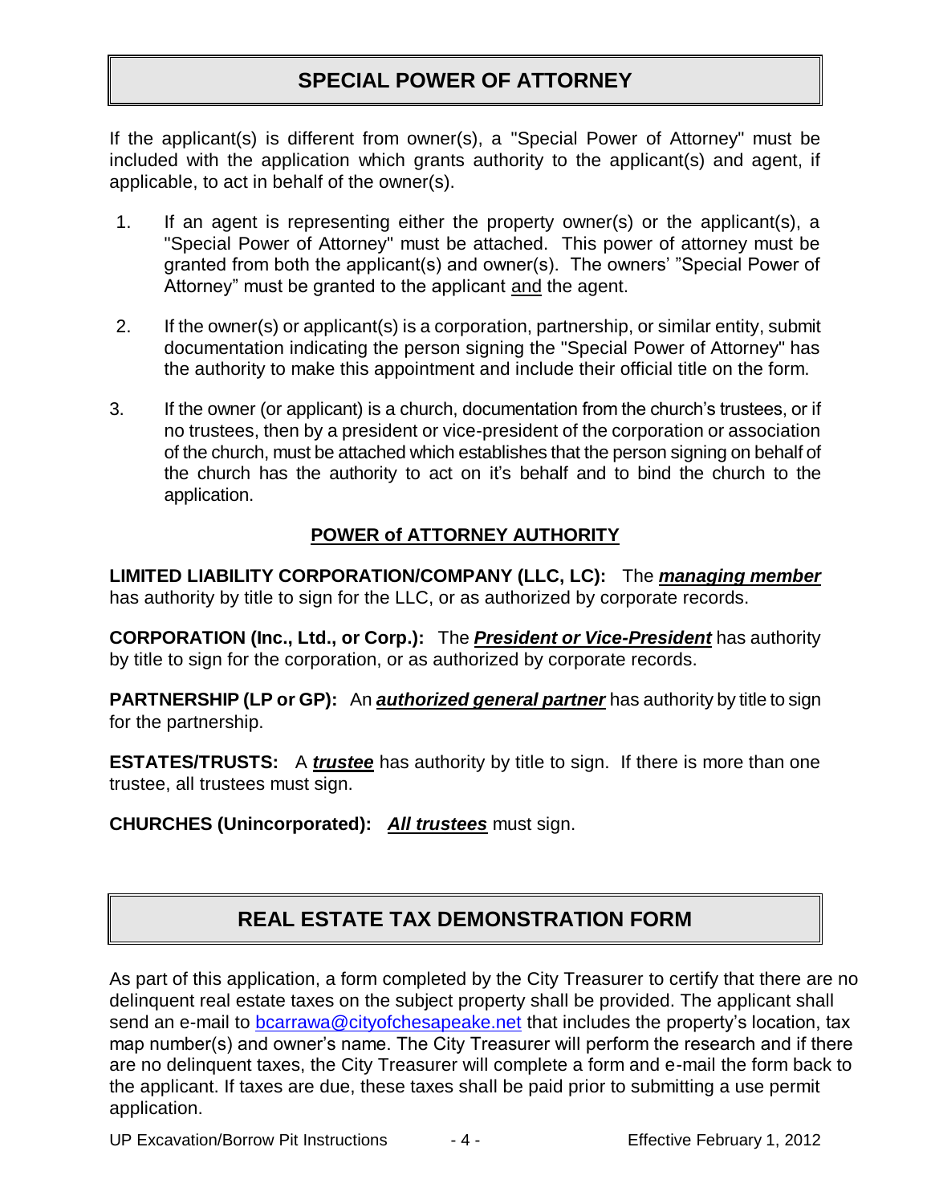## SPECIAL POWER OF ATTORNEY

If the applicant(s) is different from owner(s), a "Special Power of Attorney" must be included with the application which grants authority to the applicant(s) and agent, if applicable, to act in behalf of the owner(s).

1. If an agent is representing either the property owner(s) or the applicant(s), a "Special Power of Attorney" must be attached. This power of attorney must be granted from both the applicant(s) and owner(s). The owners' "Special Power of Attorney" must be granted to the applicant <u>and</u> the agent.

2. If the owner(s) or applicant(s) is a corporation, partnership, or similar entity, submit documentation indicating the person signing the "Special Power of Attorney" has the authority to make this appointment and include their official title on the form.

3. If the owner (or applicant) is a church, documentation from the church's trustees, or if no trustees, then by a president or vice-president of the corporation or association of the church, must be attached which establishes that the person signing on behalf of the church has the authority to act on it's behalf and to bind the church to the application.

### POWER of ATTORNEY AUTHORITY

**LIMITED LIABILITY CORPORATION/COMPANY (LLC, LC):** The ***managing member*** has authority by title to sign for the LLC, or as authorized by corporate records.

**CORPORATION (Inc., Ltd., or Corp.):** The ***President or Vice-President*** has authority by title to sign for the corporation, or as authorized by corporate records.

**PARTNERSHIP (LP or GP):** An ***authorized general partner*** has authority by title to sign for the partnership.

**ESTATES/TRUSTS:** A ***trustee*** has authority by title to sign. If there is more than one trustee, all trustees must sign.

**CHURCHES (Unincorporated):** ***All trustees*** must sign.

## REAL ESTATE TAX DEMONSTRATION FORM

As part of this application, a form completed by the City Treasurer to certify that there are no delinquent real estate taxes on the subject property shall be provided. The applicant shall send an e-mail to bcarrawa@cityofchesapeake.net that includes the property's location, tax map number(s) and owner's name. The City Treasurer will perform the research and if there are no delinquent taxes, the City Treasurer will complete a form and e-mail the form back to the applicant. If taxes are due, these taxes shall be paid prior to submitting a use permit application.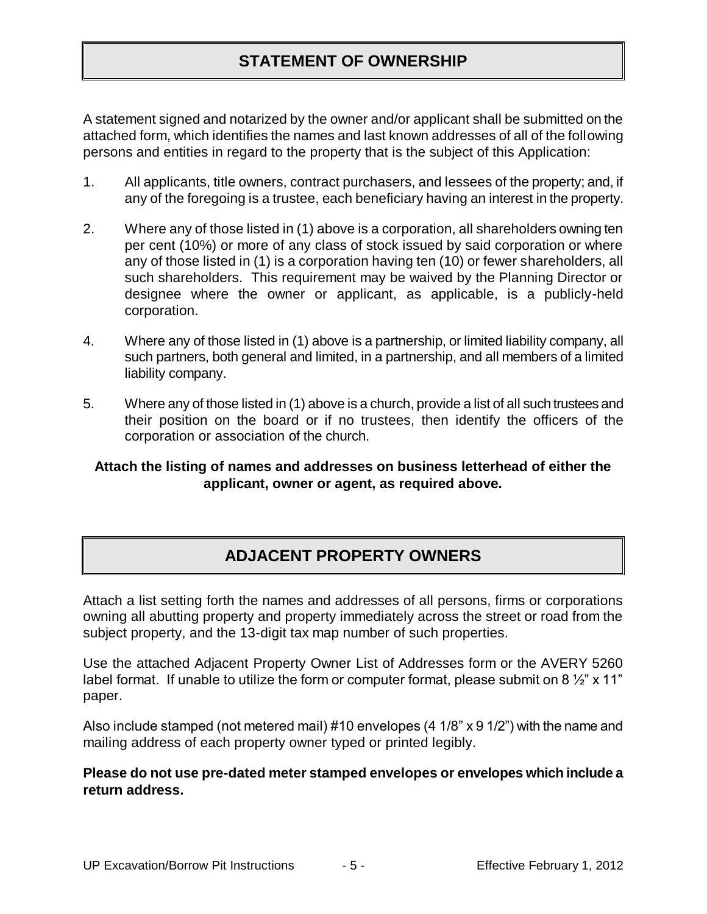## STATEMENT OF OWNERSHIP

A statement signed and notarized by the owner and/or applicant shall be submitted on the attached form, which identifies the names and last known addresses of all of the following persons and entities in regard to the property that is the subject of this Application:

1. All applicants, title owners, contract purchasers, and lessees of the property; and, if any of the foregoing is a trustee, each beneficiary having an interest in the property.

2. Where any of those listed in (1) above is a corporation, all shareholders owning ten per cent (10%) or more of any class of stock issued by said corporation or where any of those listed in (1) is a corporation having ten (10) or fewer shareholders, all such shareholders. This requirement may be waived by the Planning Director or designee where the owner or applicant, as applicable, is a publicly-held corporation.

4. Where any of those listed in (1) above is a partnership, or limited liability company, all such partners, both general and limited, in a partnership, and all members of a limited liability company.

5. Where any of those listed in (1) above is a church, provide a list of all such trustees and their position on the board or if no trustees, then identify the officers of the corporation or association of the church.

**Attach the listing of names and addresses on business letterhead of either the applicant, owner or agent, as required above.**

## ADJACENT PROPERTY OWNERS

Attach a list setting forth the names and addresses of all persons, firms or corporations owning all abutting property and property immediately across the street or road from the subject property, and the 13-digit tax map number of such properties.

Use the attached Adjacent Property Owner List of Addresses form or the AVERY 5260 label format. If unable to utilize the form or computer format, please submit on 8 ½" x 11" paper.

Also include stamped (not metered mail) #10 envelopes (4 1/8" x 9 1/2") with the name and mailing address of each property owner typed or printed legibly.

**Please do not use pre-dated meter stamped envelopes or envelopes which include a return address.**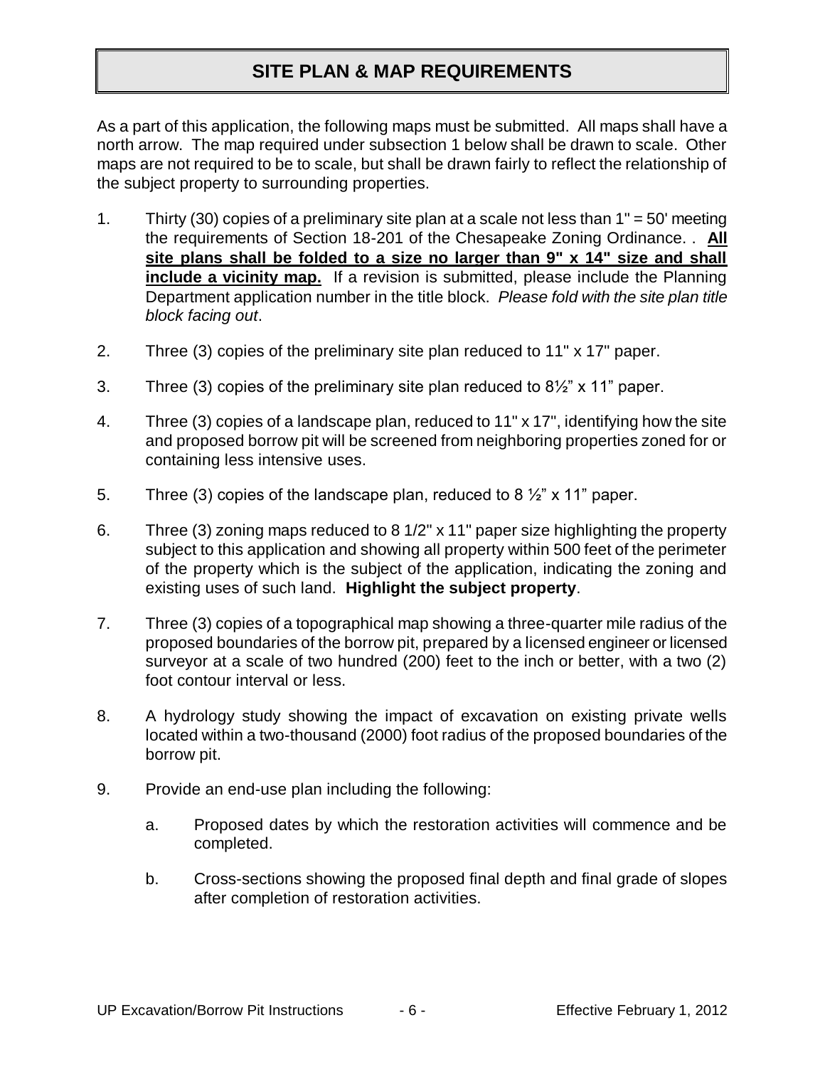# SITE PLAN & MAP REQUIREMENTS

As a part of this application, the following maps must be submitted. All maps shall have a north arrow. The map required under subsection 1 below shall be drawn to scale. Other maps are not required to be to scale, but shall be drawn fairly to reflect the relationship of the subject property to surrounding properties.

1. Thirty (30) copies of a preliminary site plan at a scale not less than 1" = 50' meeting the requirements of Section 18-201 of the Chesapeake Zoning Ordinance. . <u>**All site plans shall be folded to a size no larger than 9" x 14" size and shall include a vicinity map.**</u> If a revision is submitted, please include the Planning Department application number in the title block. *Please fold with the site plan title block facing out*.

2. Three (3) copies of the preliminary site plan reduced to 11" x 17" paper.

3. Three (3) copies of the preliminary site plan reduced to 8½" x 11" paper.

4. Three (3) copies of a landscape plan, reduced to 11" x 17", identifying how the site and proposed borrow pit will be screened from neighboring properties zoned for or containing less intensive uses.

5. Three (3) copies of the landscape plan, reduced to 8 ½" x 11" paper.

6. Three (3) zoning maps reduced to 8 1/2" x 11" paper size highlighting the property subject to this application and showing all property within 500 feet of the perimeter of the property which is the subject of the application, indicating the zoning and existing uses of such land. **Highlight the subject property**.

7. Three (3) copies of a topographical map showing a three-quarter mile radius of the proposed boundaries of the borrow pit, prepared by a licensed engineer or licensed surveyor at a scale of two hundred (200) feet to the inch or better, with a two (2) foot contour interval or less.

8. A hydrology study showing the impact of excavation on existing private wells located within a two-thousand (2000) foot radius of the proposed boundaries of the borrow pit.

9. Provide an end-use plan including the following:

   a. Proposed dates by which the restoration activities will commence and be completed.

   b. Cross-sections showing the proposed final depth and final grade of slopes after completion of restoration activities.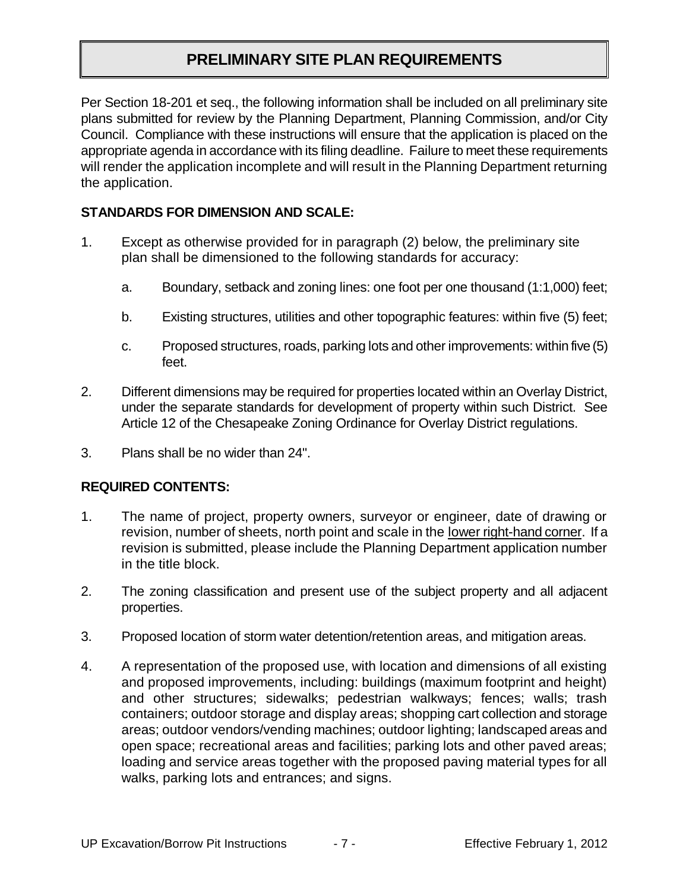# PRELIMINARY SITE PLAN REQUIREMENTS

Per Section 18-201 et seq., the following information shall be included on all preliminary site plans submitted for review by the Planning Department, Planning Commission, and/or City Council. Compliance with these instructions will ensure that the application is placed on the appropriate agenda in accordance with its filing deadline. Failure to meet these requirements will render the application incomplete and will result in the Planning Department returning the application.

**STANDARDS FOR DIMENSION AND SCALE:**

1. Except as otherwise provided for in paragraph (2) below, the preliminary site plan shall be dimensioned to the following standards for accuracy:

   a. Boundary, setback and zoning lines: one foot per one thousand (1:1,000) feet;

   b. Existing structures, utilities and other topographic features: within five (5) feet;

   c. Proposed structures, roads, parking lots and other improvements: within five (5) feet.

2. Different dimensions may be required for properties located within an Overlay District, under the separate standards for development of property within such District. See Article 12 of the Chesapeake Zoning Ordinance for Overlay District regulations.

3. Plans shall be no wider than 24".

**REQUIRED CONTENTS:**

1. The name of project, property owners, surveyor or engineer, date of drawing or revision, number of sheets, north point and scale in the <u>lower right-hand corner</u>. If a revision is submitted, please include the Planning Department application number in the title block.

2. The zoning classification and present use of the subject property and all adjacent properties.

3. Proposed location of storm water detention/retention areas, and mitigation areas.

4. A representation of the proposed use, with location and dimensions of all existing and proposed improvements, including: buildings (maximum footprint and height) and other structures; sidewalks; pedestrian walkways; fences; walls; trash containers; outdoor storage and display areas; shopping cart collection and storage areas; outdoor vendors/vending machines; outdoor lighting; landscaped areas and open space; recreational areas and facilities; parking lots and other paved areas; loading and service areas together with the proposed paving material types for all walks, parking lots and entrances; and signs.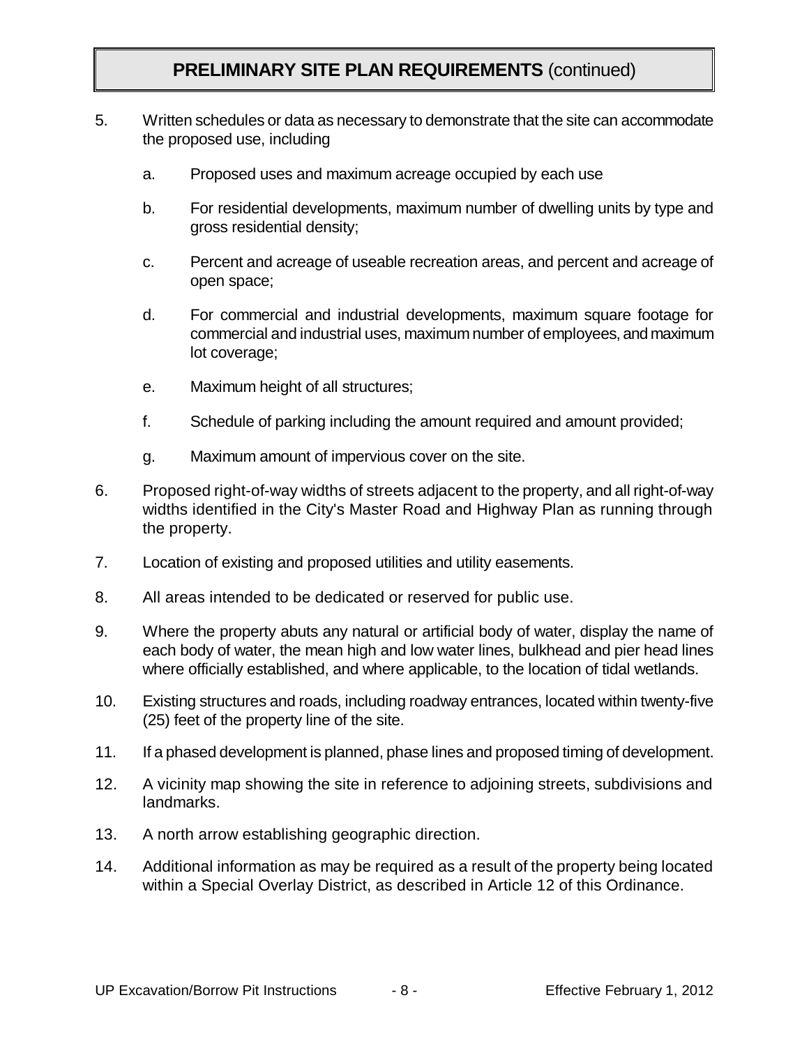## **PRELIMINARY SITE PLAN REQUIREMENTS** (continued)

5. Written schedules or data as necessary to demonstrate that the site can accommodate the proposed use, including

   a. Proposed uses and maximum acreage occupied by each use

   b. For residential developments, maximum number of dwelling units by type and gross residential density;

   c. Percent and acreage of useable recreation areas, and percent and acreage of open space;

   d. For commercial and industrial developments, maximum square footage for commercial and industrial uses, maximum number of employees, and maximum lot coverage;

   e. Maximum height of all structures;

   f. Schedule of parking including the amount required and amount provided;

   g. Maximum amount of impervious cover on the site.

6. Proposed right-of-way widths of streets adjacent to the property, and all right-of-way widths identified in the City's Master Road and Highway Plan as running through the property.

7. Location of existing and proposed utilities and utility easements.

8. All areas intended to be dedicated or reserved for public use.

9. Where the property abuts any natural or artificial body of water, display the name of each body of water, the mean high and low water lines, bulkhead and pier head lines where officially established, and where applicable, to the location of tidal wetlands.

10. Existing structures and roads, including roadway entrances, located within twenty-five (25) feet of the property line of the site.

11. If a phased development is planned, phase lines and proposed timing of development.

12. A vicinity map showing the site in reference to adjoining streets, subdivisions and landmarks.

13. A north arrow establishing geographic direction.

14. Additional information as may be required as a result of the property being located within a Special Overlay District, as described in Article 12 of this Ordinance.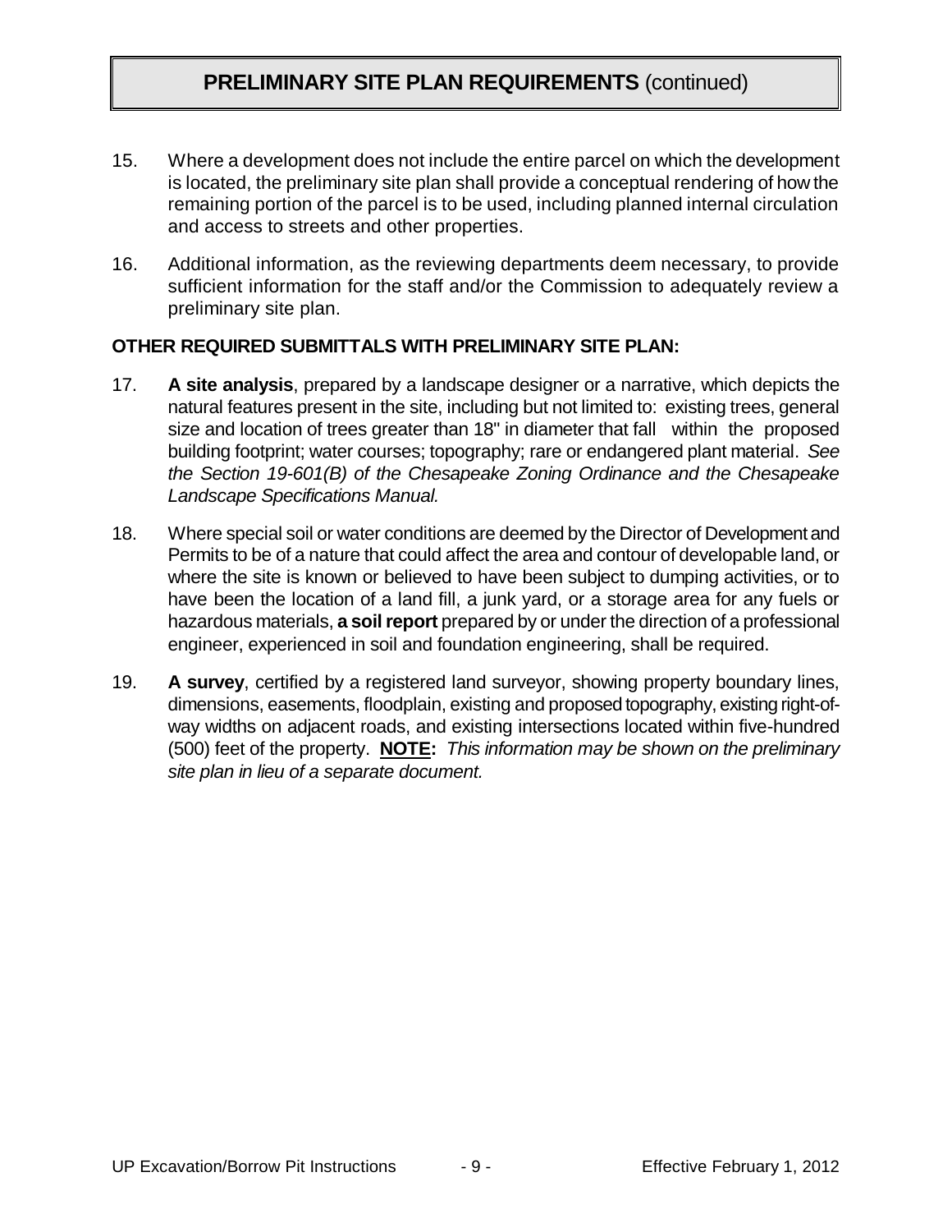## PRELIMINARY SITE PLAN REQUIREMENTS (continued)

15. Where a development does not include the entire parcel on which the development is located, the preliminary site plan shall provide a conceptual rendering of how the remaining portion of the parcel is to be used, including planned internal circulation and access to streets and other properties.

16. Additional information, as the reviewing departments deem necessary, to provide sufficient information for the staff and/or the Commission to adequately review a preliminary site plan.

**OTHER REQUIRED SUBMITTALS WITH PRELIMINARY SITE PLAN:**

17. **A site analysis**, prepared by a landscape designer or a narrative, which depicts the natural features present in the site, including but not limited to: existing trees, general size and location of trees greater than 18" in diameter that fall within the proposed building footprint; water courses; topography; rare or endangered plant material. *See the Section 19-601(B) of the Chesapeake Zoning Ordinance and the Chesapeake Landscape Specifications Manual.*

18. Where special soil or water conditions are deemed by the Director of Development and Permits to be of a nature that could affect the area and contour of developable land, or where the site is known or believed to have been subject to dumping activities, or to have been the location of a land fill, a junk yard, or a storage area for any fuels or hazardous materials, **a soil report** prepared by or under the direction of a professional engineer, experienced in soil and foundation engineering, shall be required.

19. **A survey**, certified by a registered land surveyor, showing property boundary lines, dimensions, easements, floodplain, existing and proposed topography, existing right-of-way widths on adjacent roads, and existing intersections located within five-hundred (500) feet of the property. **NOTE:** *This information may be shown on the preliminary site plan in lieu of a separate document.*